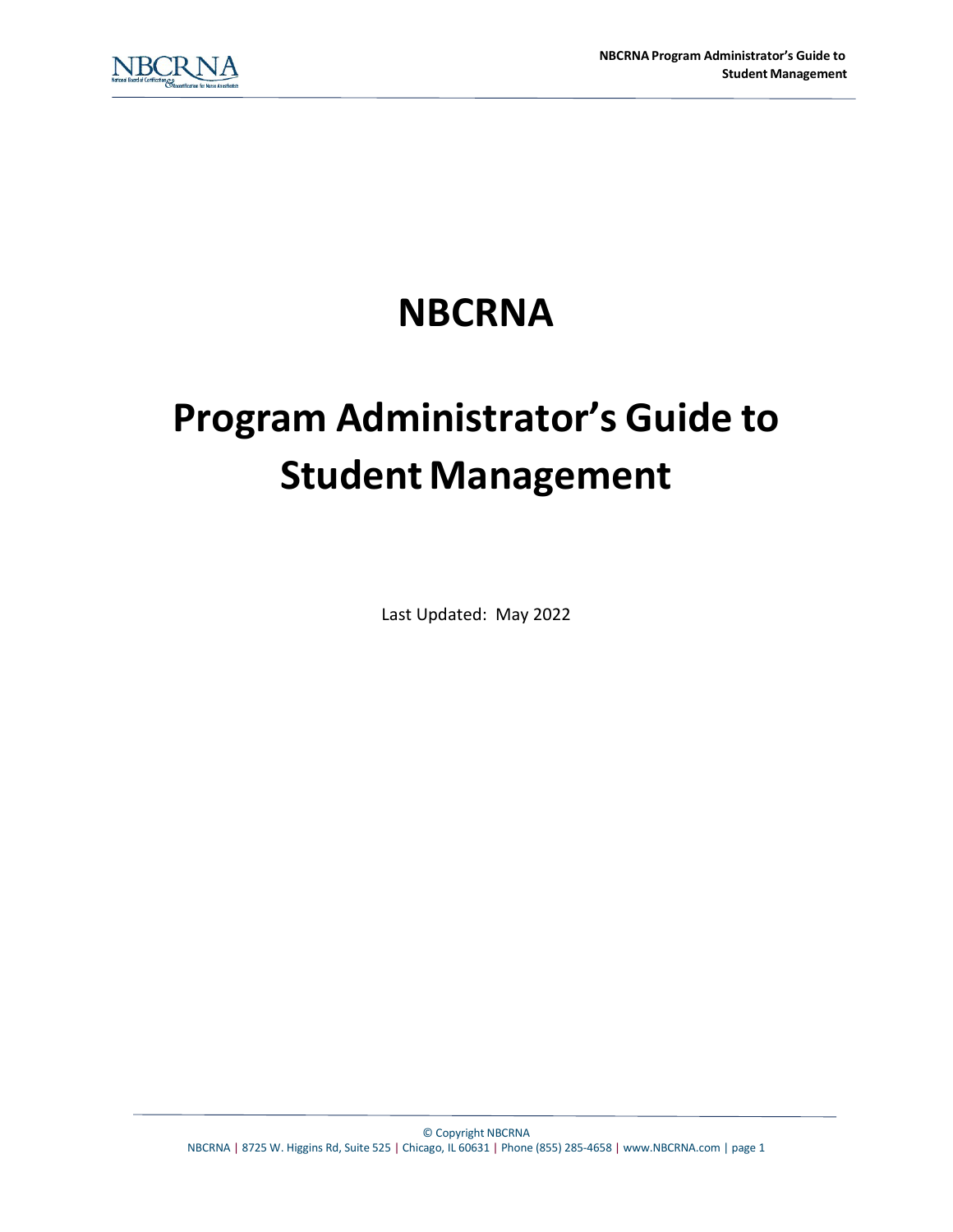# NBCRNA

# Program Administrator's Guide to Student Management

Last Updated: May 2022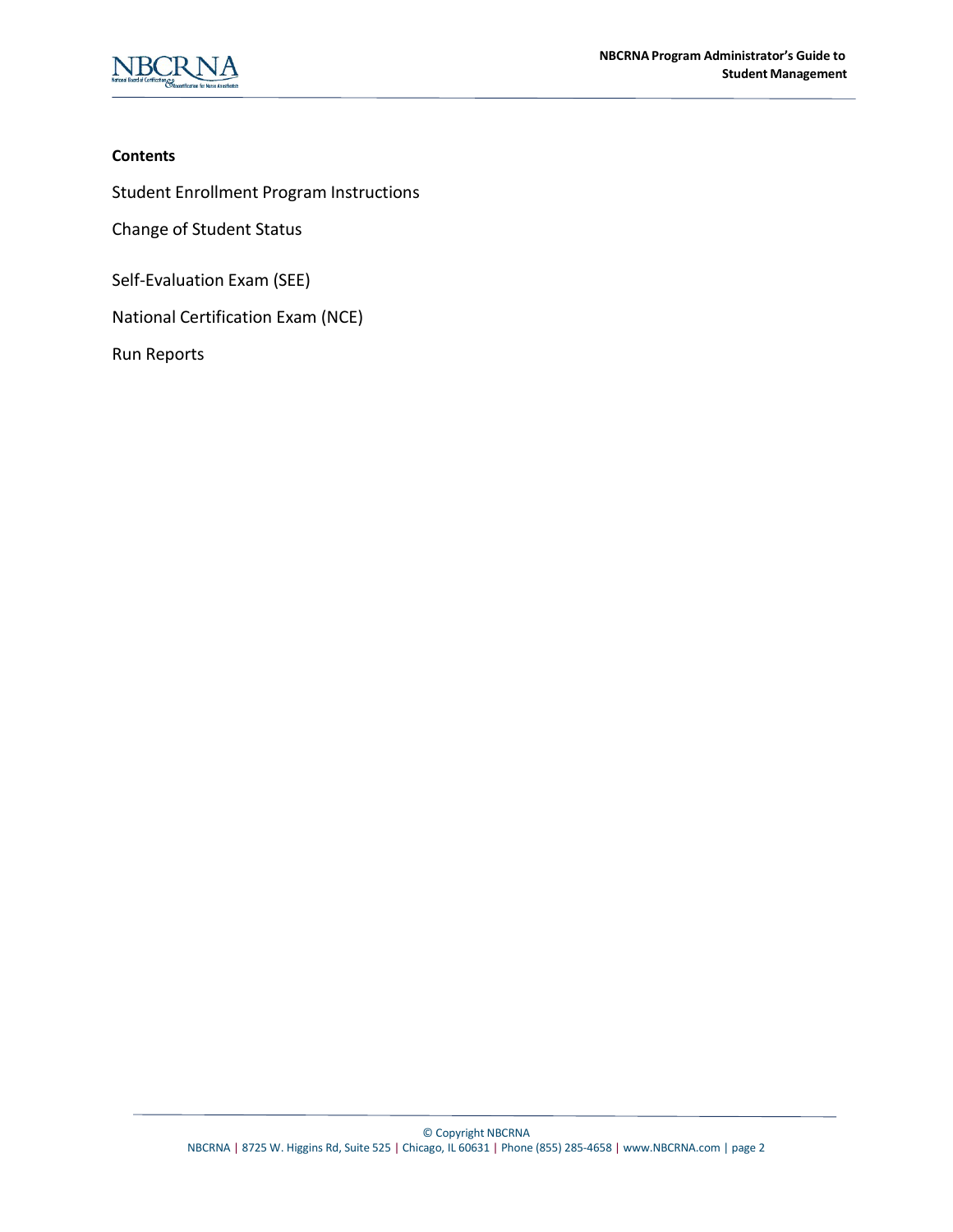**Contents**

Student Enrollment Program Instructions

Change of Student Status

Self-Evaluation Exam (SEE)

National Certification Exam (NCE)

Run Reports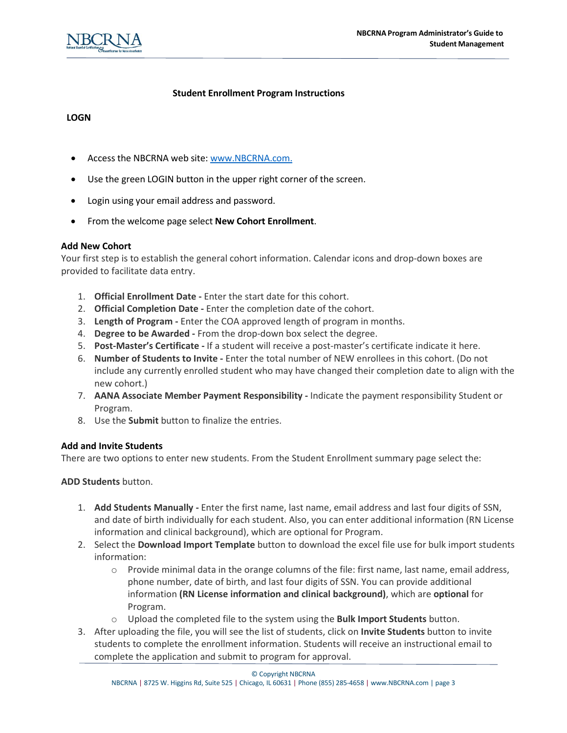## Student Enrollment Program Instructions

### LOGN

- Access the NBCRNA web site: [www.NBCRNA.com.](http://www.NBCRNA.com)
- Use the green LOGIN button in the upper right corner of the screen.
- Login using your email address and password.
- From the welcome page select **New Cohort Enrollment**.

### Add New Cohort

Your first step is to establish the general cohort information. Calendar icons and drop-down boxes are provided to facilitate data entry.

1. **Official Enrollment Date -** Enter the start date for this cohort.
2. **Official Completion Date -** Enter the completion date of the cohort.
3. **Length of Program -** Enter the COA approved length of program in months.
4. **Degree to be Awarded -** From the drop-down box select the degree.
5. **Post-Master's Certificate -** If a student will receive a post-master's certificate indicate it here.
6. **Number of Students to Invite -** Enter the total number of NEW enrollees in this cohort. (Do not include any currently enrolled student who may have changed their completion date to align with the new cohort.)
7. **AANA Associate Member Payment Responsibility -** Indicate the payment responsibility Student or Program.
8. Use the **Submit** button to finalize the entries.

### Add and Invite Students

There are two options to enter new students. From the Student Enrollment summary page select the:

**ADD Students** button.

1. **Add Students Manually -** Enter the first name, last name, email address and last four digits of SSN, and date of birth individually for each student. Also, you can enter additional information (RN License information and clinical background), which are optional for Program.
2. Select the **Download Import Template** button to download the excel file use for bulk import students information:
   - Provide minimal data in the orange columns of the file: first name, last name, email address, phone number, date of birth, and last four digits of SSN. You can provide additional information **(RN License information and clinical background)**, which are **optional** for Program.
   - Upload the completed file to the system using the **Bulk Import Students** button.
3. After uploading the file, you will see the list of students, click on **Invite Students** button to invite students to complete the enrollment information. Students will receive an instructional email to complete the application and submit to program for approval.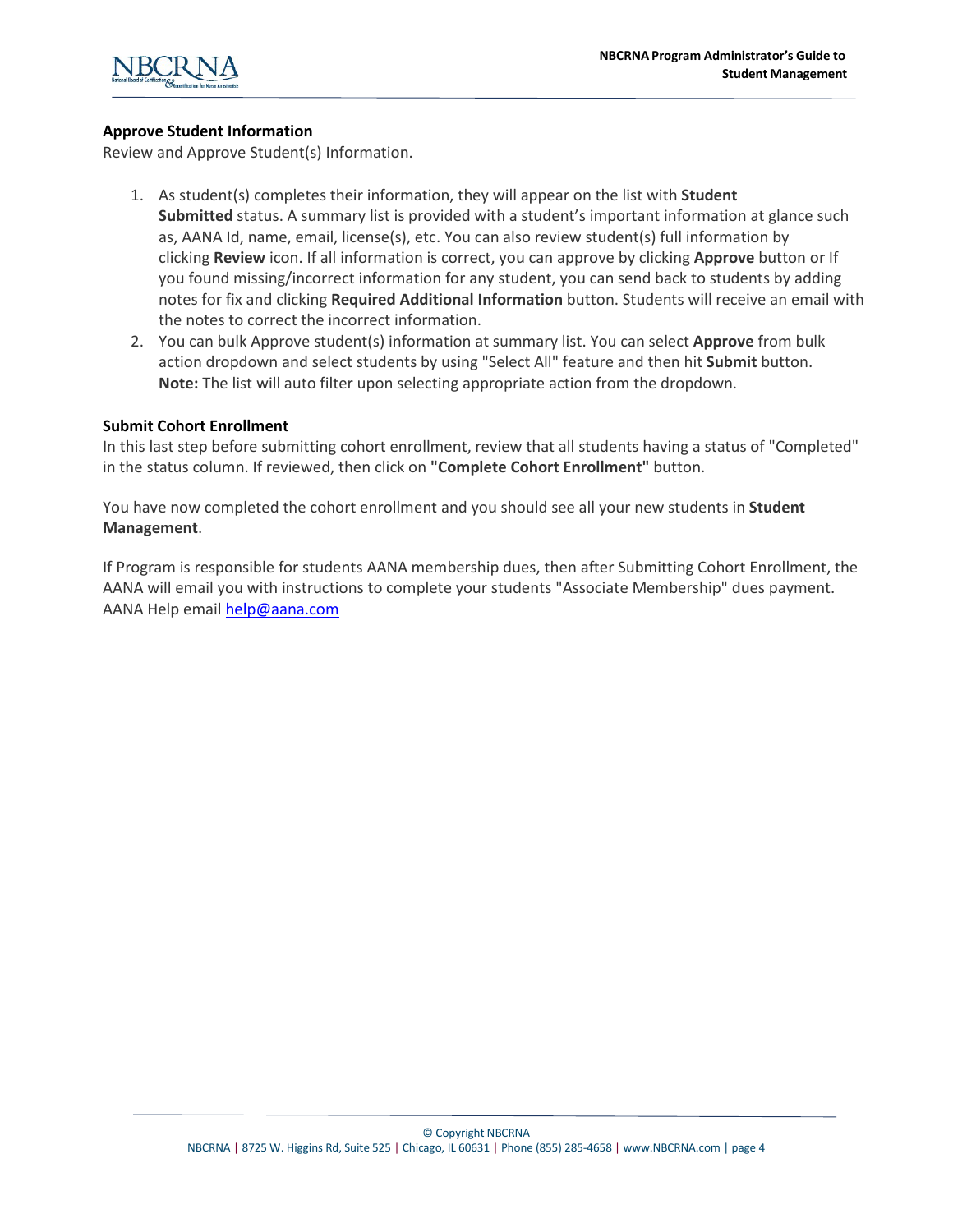### Approve Student Information

Review and Approve Student(s) Information.

1. As student(s) completes their information, they will appear on the list with **Student Submitted** status. A summary list is provided with a student's important information at glance such as, AANA Id, name, email, license(s), etc. You can also review student(s) full information by clicking **Review** icon. If all information is correct, you can approve by clicking **Approve** button or If you found missing/incorrect information for any student, you can send back to students by adding notes for fix and clicking **Required Additional Information** button. Students will receive an email with the notes to correct the incorrect information.
2. You can bulk Approve student(s) information at summary list. You can select **Approve** from bulk action dropdown and select students by using "Select All" feature and then hit **Submit** button. **Note:** The list will auto filter upon selecting appropriate action from the dropdown.

### Submit Cohort Enrollment

In this last step before submitting cohort enrollment, review that all students having a status of "Completed" in the status column. If reviewed, then click on **"Complete Cohort Enrollment"** button.

You have now completed the cohort enrollment and you should see all your new students in **Student Management**.

If Program is responsible for students AANA membership dues, then after Submitting Cohort Enrollment, the AANA will email you with instructions to complete your students "Associate Membership" dues payment. AANA Help email help@aana.com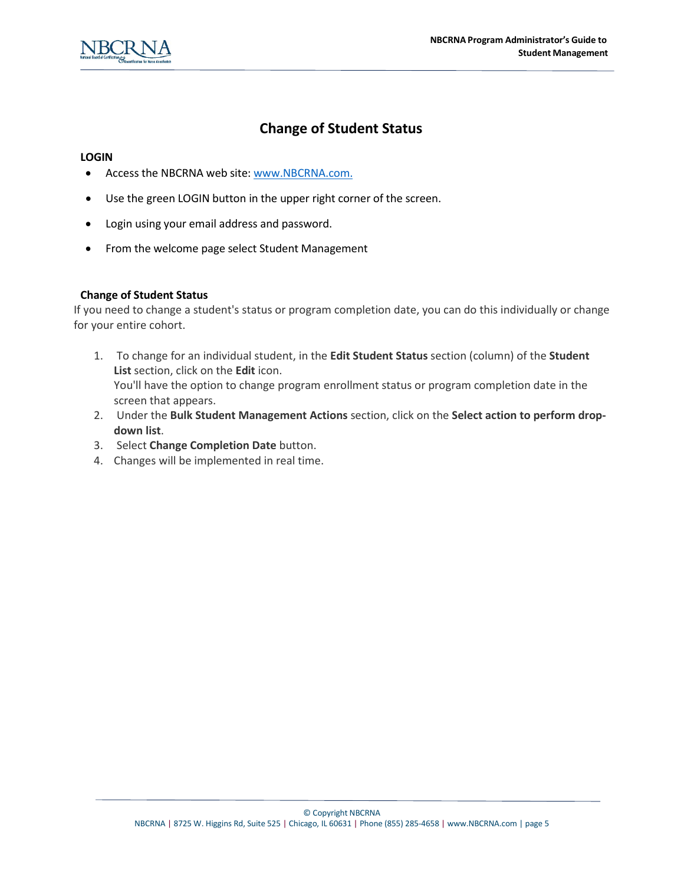# Change of Student Status

**LOGIN**

- Access the NBCRNA web site: [www.NBCRNA.com.](http://www.NBCRNA.com)
- Use the green LOGIN button in the upper right corner of the screen.
- Login using your email address and password.
- From the welcome page select Student Management

**Change of Student Status**

If you need to change a student's status or program completion date, you can do this individually or change for your entire cohort.

1. To change for an individual student, in the **Edit Student Status** section (column) of the **Student List** section, click on the **Edit** icon.
   You'll have the option to change program enrollment status or program completion date in the screen that appears.
2. Under the **Bulk Student Management Actions** section, click on the **Select action to perform drop-down list**.
3. Select **Change Completion Date** button.
4. Changes will be implemented in real time.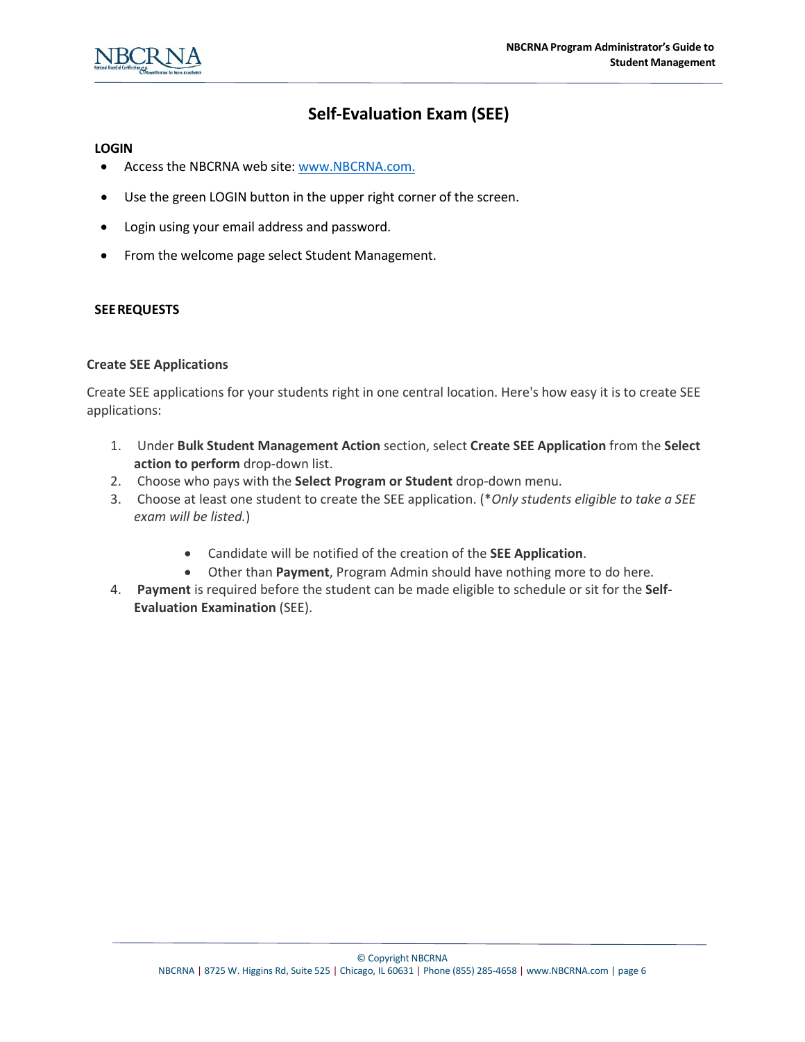# Self-Evaluation Exam (SEE)

## LOGIN

- Access the NBCRNA web site: [www.NBCRNA.com.](http://www.NBCRNA.com)
- Use the green LOGIN button in the upper right corner of the screen.
- Login using your email address and password.
- From the welcome page select Student Management.

## SEE REQUESTS

### Create SEE Applications

Create SEE applications for your students right in one central location. Here's how easy it is to create SEE applications:

1. Under **Bulk Student Management Action** section, select **Create SEE Application** from the **Select action to perform** drop-down list.
2. Choose who pays with the **Select Program or Student** drop-down menu.
3. Choose at least one student to create the SEE application. (**Only students eligible to take a SEE exam will be listed.*)
    - Candidate will be notified of the creation of the **SEE Application**.
    - Other than **Payment**, Program Admin should have nothing more to do here.
4. **Payment** is required before the student can be made eligible to schedule or sit for the **Self-Evaluation Examination** (SEE).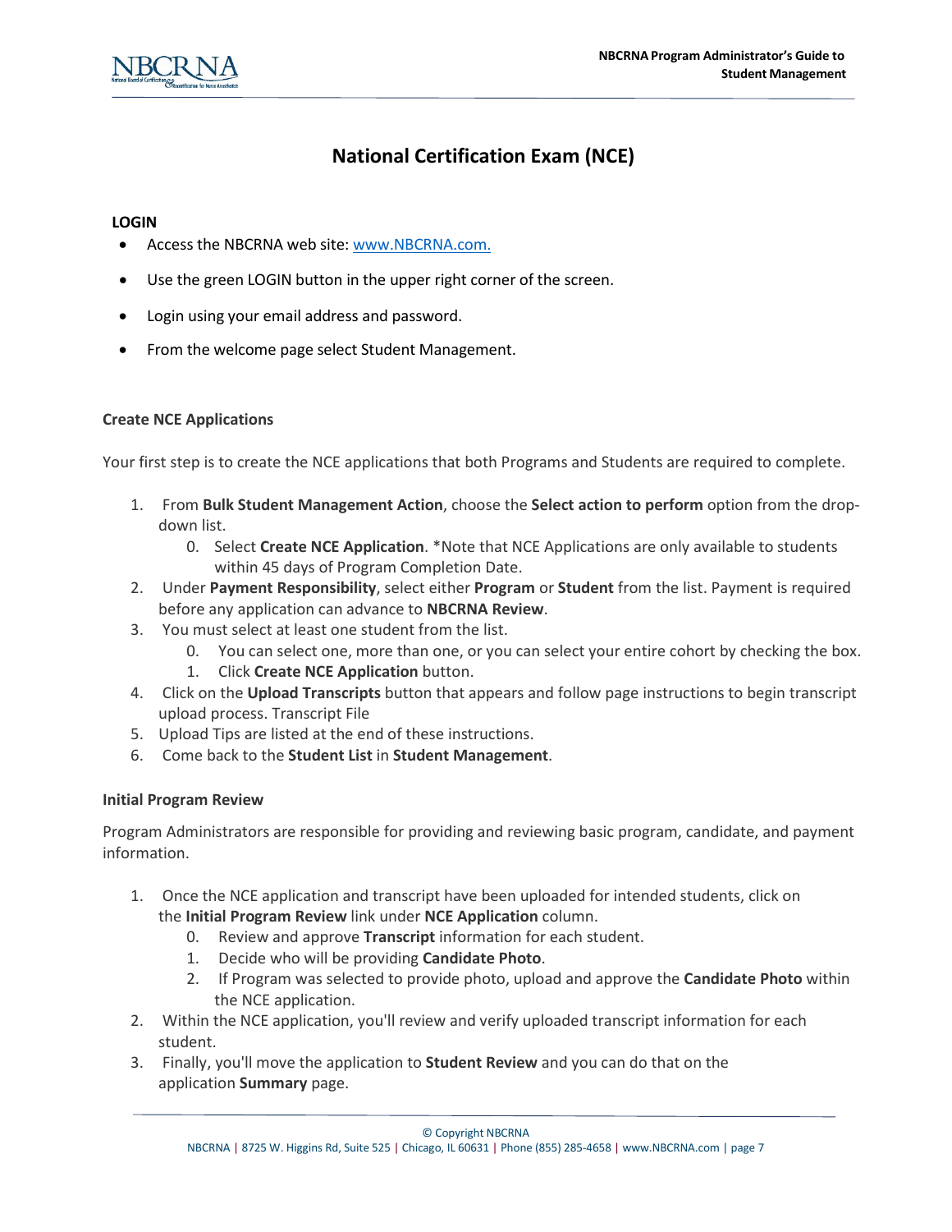# National Certification Exam (NCE)

**LOGIN**

- Access the NBCRNA web site: www.NBCRNA.com.
- Use the green LOGIN button in the upper right corner of the screen.
- Login using your email address and password.
- From the welcome page select Student Management.

### Create NCE Applications

Your first step is to create the NCE applications that both Programs and Students are required to complete.

1. From **Bulk Student Management Action**, choose the **Select action to perform** option from the drop-down list.
    0. Select **Create NCE Application**. *Note that NCE Applications are only available to students within 45 days of Program Completion Date.
2. Under **Payment Responsibility**, select either **Program** or **Student** from the list. Payment is required before any application can advance to **NBCRNA Review**.
3. You must select at least one student from the list.
    0. You can select one, more than one, or you can select your entire cohort by checking the box.
    1. Click **Create NCE Application** button.
4. Click on the **Upload Transcripts** button that appears and follow page instructions to begin transcript upload process. Transcript File
5. Upload Tips are listed at the end of these instructions.
6. Come back to the **Student List** in **Student Management**.

### Initial Program Review

Program Administrators are responsible for providing and reviewing basic program, candidate, and payment information.

1. Once the NCE application and transcript have been uploaded for intended students, click on the **Initial Program Review** link under **NCE Application** column.
    0. Review and approve **Transcript** information for each student.
    1. Decide who will be providing **Candidate Photo**.
    2. If Program was selected to provide photo, upload and approve the **Candidate Photo** within the NCE application.
2. Within the NCE application, you'll review and verify uploaded transcript information for each student.
3. Finally, you'll move the application to **Student Review** and you can do that on the application **Summary** page.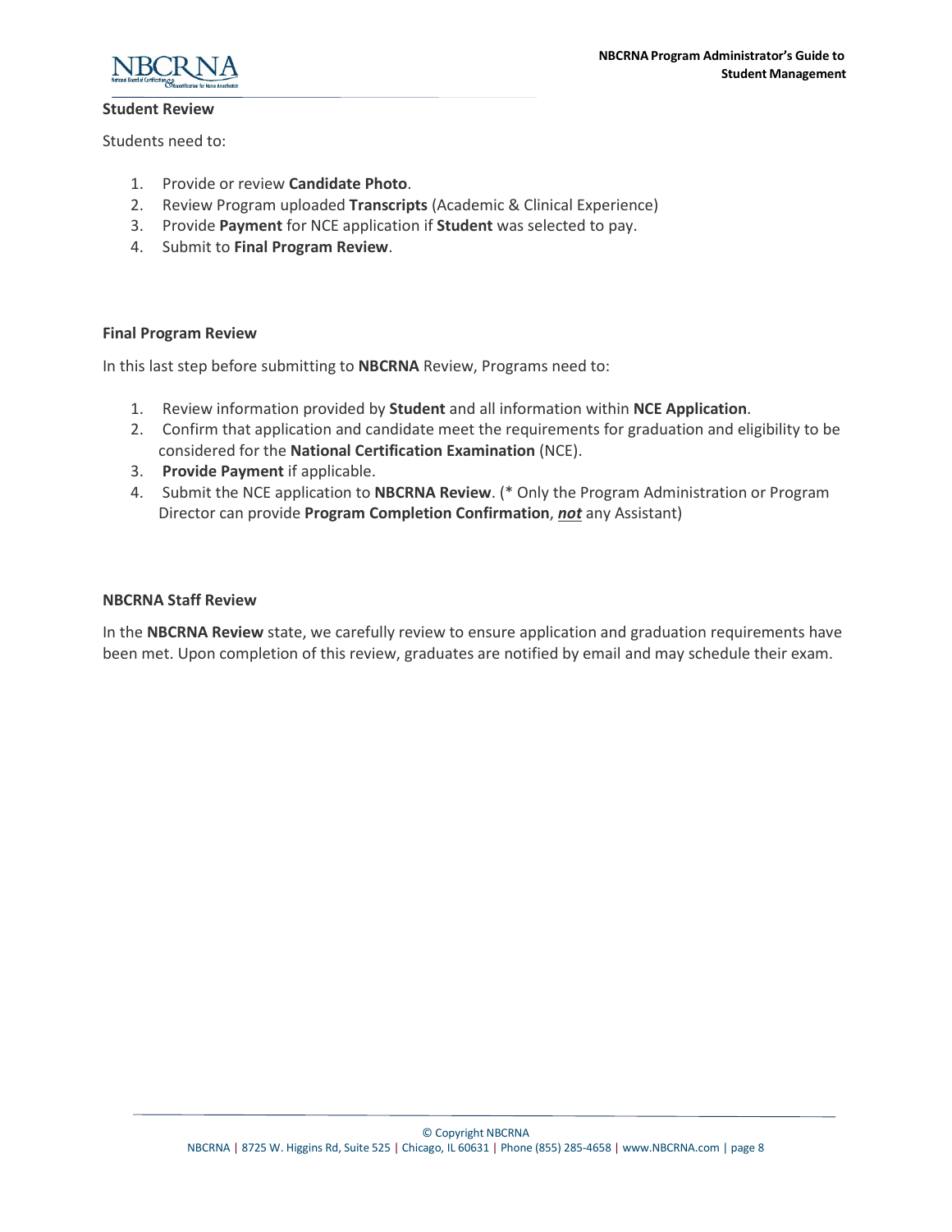### Student Review

Students need to:

1. Provide or review **Candidate Photo**.
2. Review Program uploaded **Transcripts** (Academic & Clinical Experience)
3. Provide **Payment** for NCE application if **Student** was selected to pay.
4. Submit to **Final Program Review**.

### Final Program Review

In this last step before submitting to **NBCRNA** Review, Programs need to:

1. Review information provided by **Student** and all information within **NCE Application**.
2. Confirm that application and candidate meet the requirements for graduation and eligibility to be considered for the **National Certification Examination** (NCE).
3. **Provide Payment** if applicable.
4. Submit the NCE application to **NBCRNA Review**. (* Only the Program Administration or Program Director can provide **Program Completion Confirmation**, ***not*** any Assistant)

### NBCRNA Staff Review

In the **NBCRNA Review** state, we carefully review to ensure application and graduation requirements have been met. Upon completion of this review, graduates are notified by email and may schedule their exam.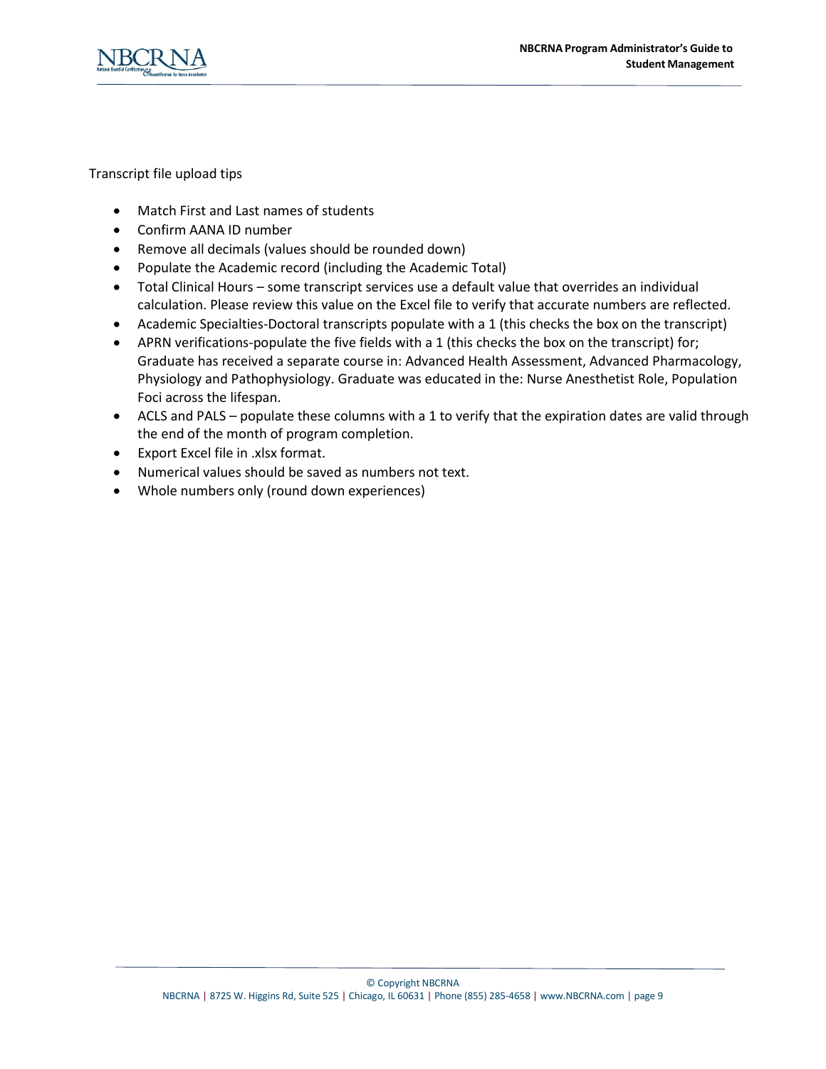Transcript file upload tips

- Match First and Last names of students
- Confirm AANA ID number
- Remove all decimals (values should be rounded down)
- Populate the Academic record (including the Academic Total)
- Total Clinical Hours – some transcript services use a default value that overrides an individual calculation. Please review this value on the Excel file to verify that accurate numbers are reflected.
- Academic Specialties-Doctoral transcripts populate with a 1 (this checks the box on the transcript)
- APRN verifications-populate the five fields with a 1 (this checks the box on the transcript) for; Graduate has received a separate course in: Advanced Health Assessment, Advanced Pharmacology, Physiology and Pathophysiology. Graduate was educated in the: Nurse Anesthetist Role, Population Foci across the lifespan.
- ACLS and PALS – populate these columns with a 1 to verify that the expiration dates are valid through the end of the month of program completion.
- Export Excel file in .xlsx format.
- Numerical values should be saved as numbers not text.
- Whole numbers only (round down experiences)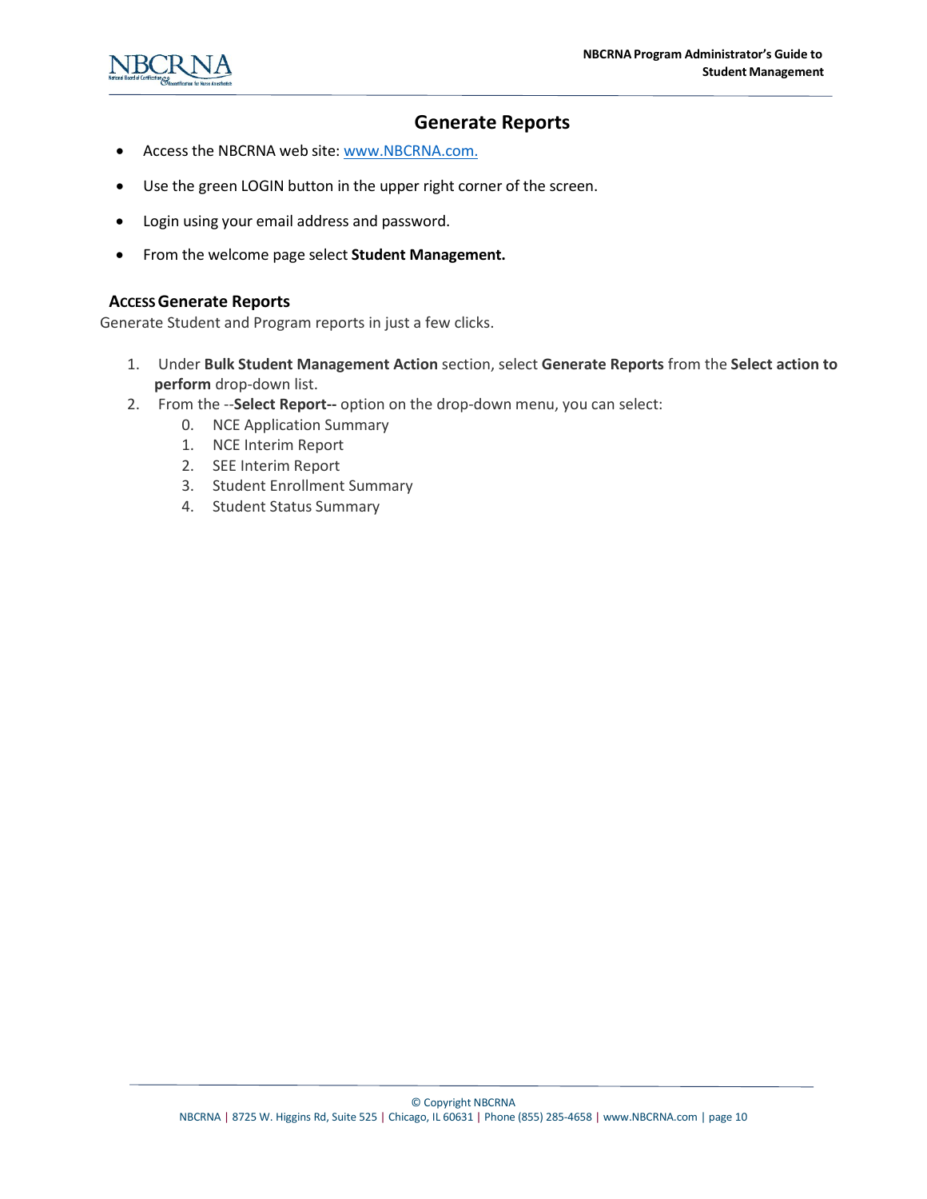# Generate Reports

- Access the NBCRNA web site: [www.NBCRNA.com.](http://www.NBCRNA.com)
- Use the green LOGIN button in the upper right corner of the screen.
- Login using your email address and password.
- From the welcome page select **Student Management.**

## ACCESS Generate Reports

Generate Student and Program reports in just a few clicks.

1. Under **Bulk Student Management Action** section, select **Generate Reports** from the **Select action to perform** drop-down list.
2. From the --**Select Report--** option on the drop-down menu, you can select:
   0. NCE Application Summary
   1. NCE Interim Report
   2. SEE Interim Report
   3. Student Enrollment Summary
   4. Student Status Summary